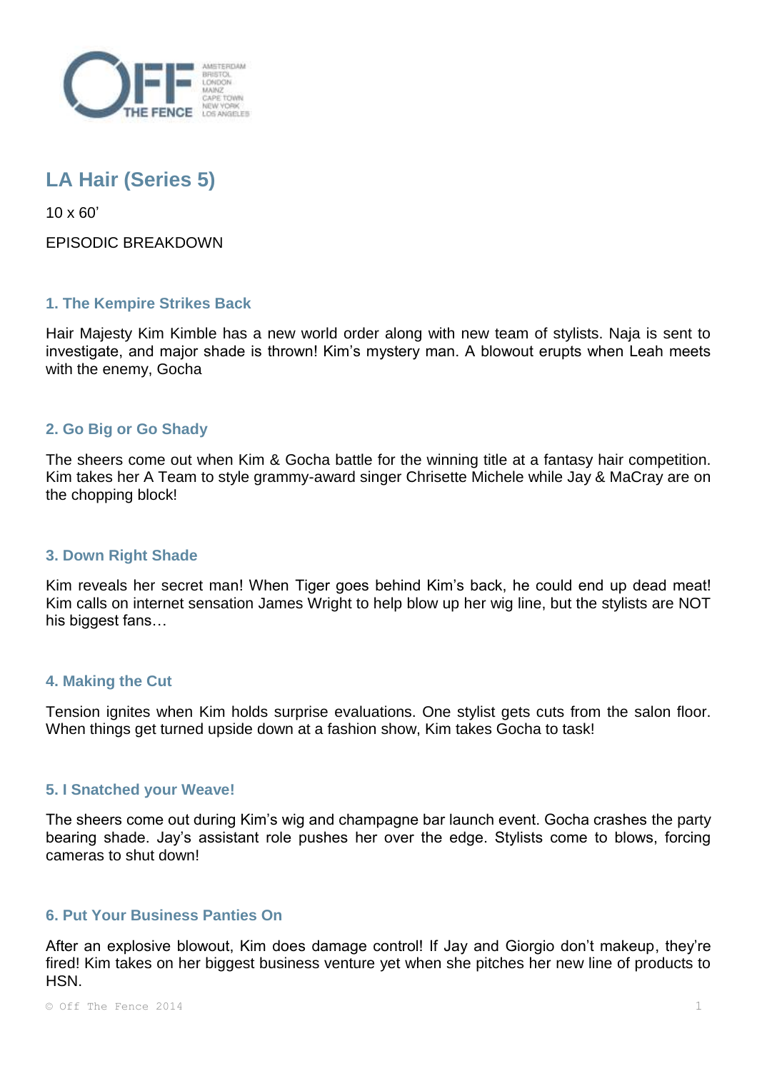# LA Hair (Series 5)

10 x 60'

EPISODIC BREAKDOWN

## 1. The Kempire Strikes Back

Hair Majesty Kim Kimble has a new world order along with new team of stylists. Naja is sent to investigate, and major shade is thrown! Kim's mystery man. A blowout erupts when Leah meets with the enemy, Gocha

## 2. Go Big or Go Shady

The sheers come out when Kim & Gocha battle for the winning title at a fantasy hair competition. Kim takes her A Team to style grammy-award singer Chrisette Michele while Jay & MacRay are on the chopping block!

## 3. Down Right Shade

Kim reveals her secret man! When Tiger goes behind Kim's back, he could end up dead meat! Kim calls on internet sensation James Wright to help blow up her wig line, but the stylists are NOT his biggest fans…

## 4. Making the Cut

Tension ignites when Kim holds surprise evaluations. One stylist gets cuts from the salon floor. When things get turned upside down at a fashion show, Kim takes Gocha to task!

## 5. I Snatched your Weave!

The sheers come out during Kim's wig and champagne bar launch event. Gocha crashes the party bearing shade. Jay's assistant role pushes her over the edge. Stylists come to blows, forcing cameras to shut down!

## 6. Put Your Business Panties On

After an explosive blowout, Kim does damage control! If Jay and Giorgio don't makeup, they're fired! Kim takes on her biggest business venture yet when she pitches her new line of products to HSN.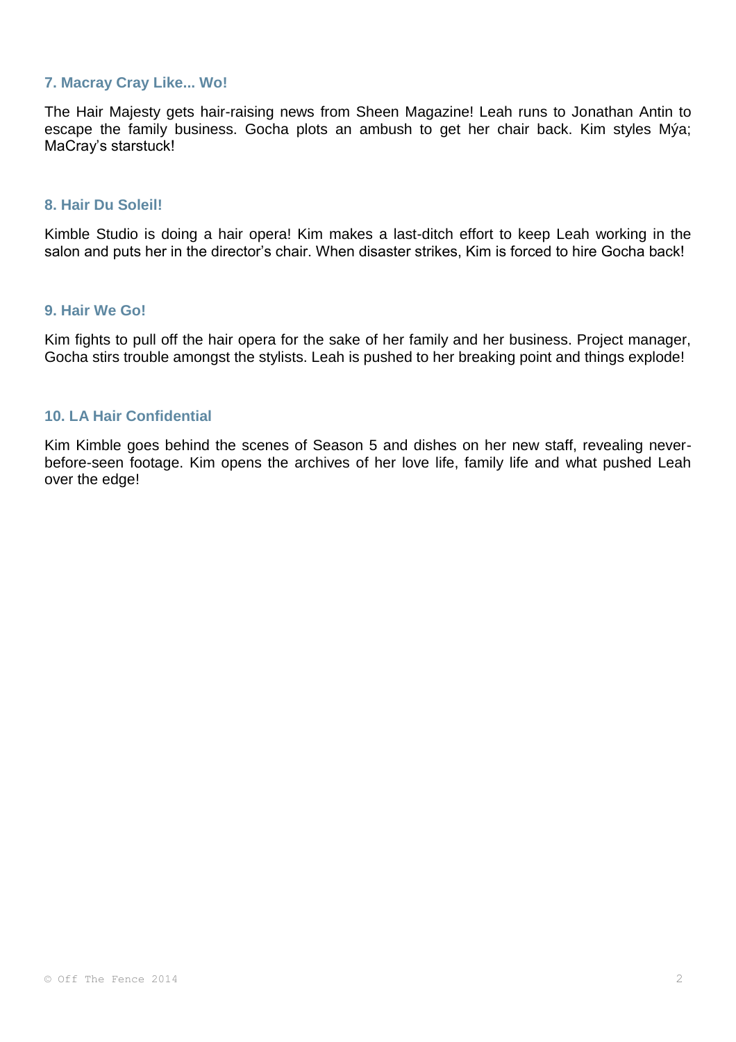### 7. Macray Cray Like... Wo!

The Hair Majesty gets hair-raising news from Sheen Magazine! Leah runs to Jonathan Antin to escape the family business. Gocha plots an ambush to get her chair back. Kim styles Mýa; MaCray's starstuck!

### 8. Hair Du Soleil!

Kimble Studio is doing a hair opera! Kim makes a last-ditch effort to keep Leah working in the salon and puts her in the director's chair. When disaster strikes, Kim is forced to hire Gocha back!

### 9. Hair We Go!

Kim fights to pull off the hair opera for the sake of her family and her business. Project manager, Gocha stirs trouble amongst the stylists. Leah is pushed to her breaking point and things explode!

### 10. LA Hair Confidential

Kim Kimble goes behind the scenes of Season 5 and dishes on her new staff, revealing never-before-seen footage. Kim opens the archives of her love life, family life and what pushed Leah over the edge!

© Off The Fence 2014